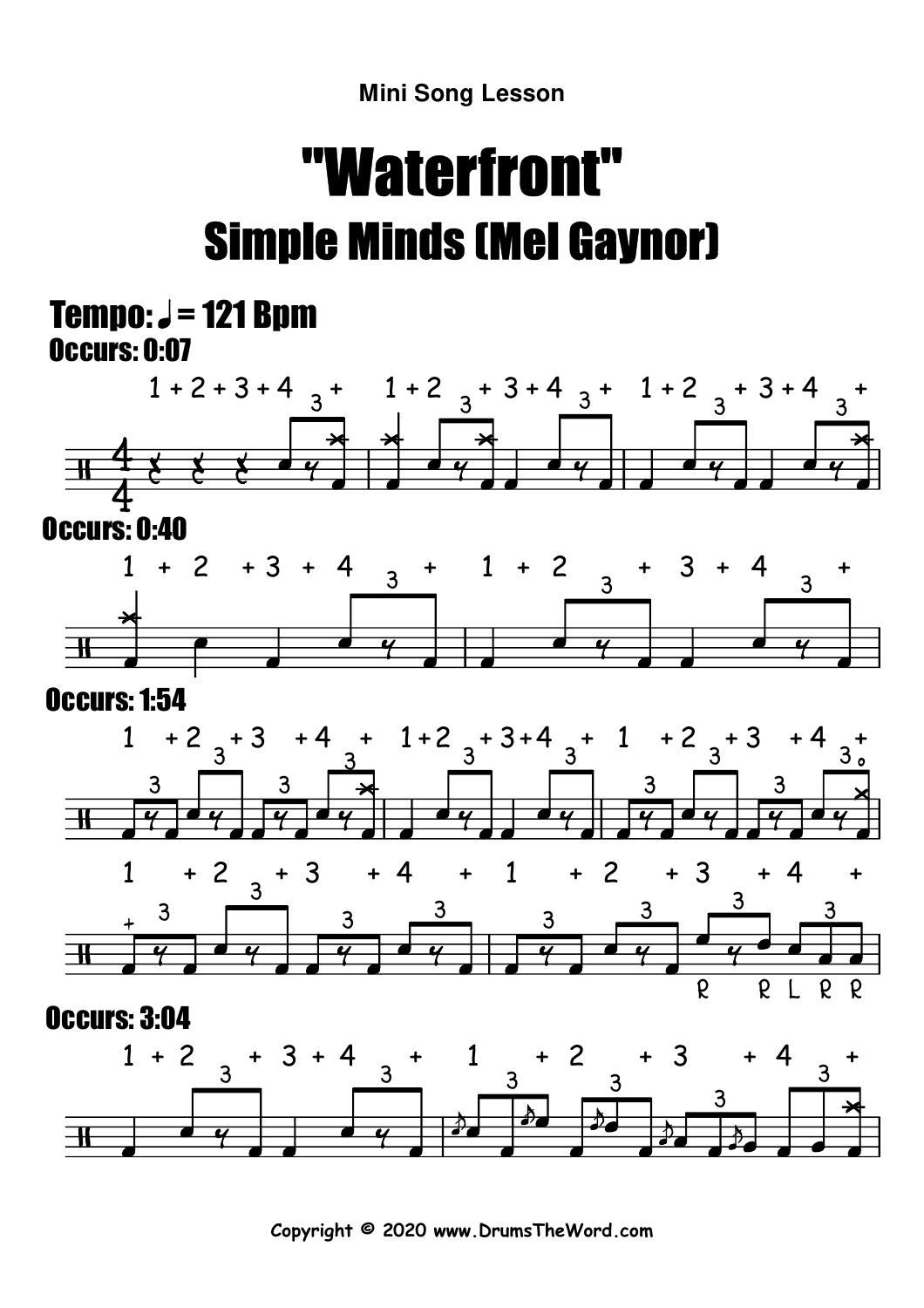Mini Song Lesson

# "Waterfront"

## Simple Minds (Mel Gaynor)

**Tempo: ♩ = 121 Bpm**

**Occurs: 0:07**

1 + 2 + 3 + 4 3 + 1 + 2 3 + 3 + 4 3 + 1 + 2 3 + 3 + 4 3 +

**Occurs: 0:40**

1 + 2 + 3 + 4 3 + 1 + 2 3 + 3 + 4 3 +

**Occurs: 1:54**

1 + 2 3 + 3 + 4 + 1 + 2 3 + 3 + 4 3 + 1 + 2 3 + 3 + 4 +

1 + 2 3 + 3 + 4 + 1 + 2 + 3 + 4 +

R R L R R

**Occurs: 3:04**

1 + 2 3 + 3 + 4 3 + 1 + 2 + 3 + 4 3 +

Copyright © 2020 www.DrumsTheWord.com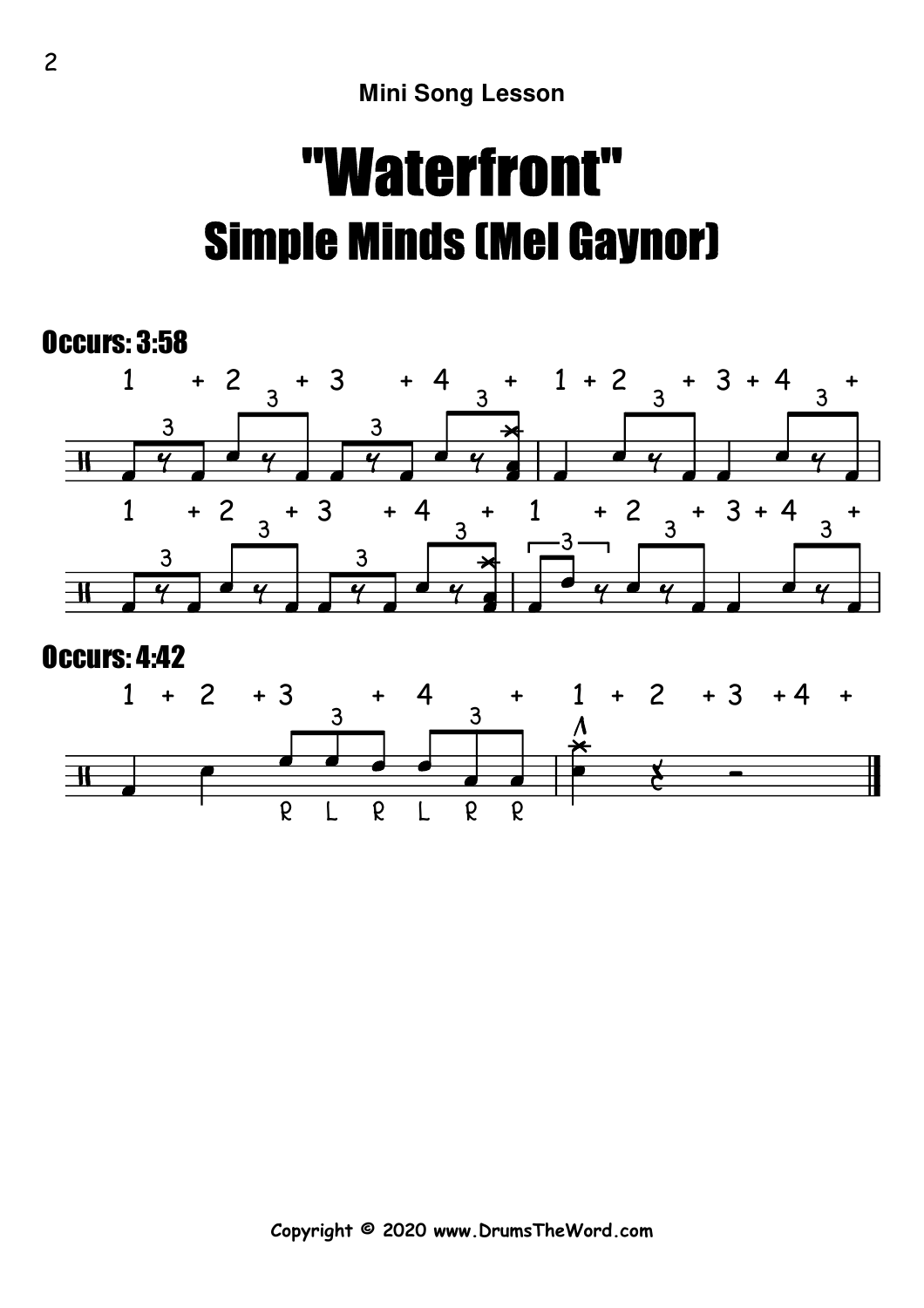Mini Song Lesson

# "Waterfront"

## Simple Minds (Mel Gaynor)

### Occurs: 3:58

1 + 2 + 3 + 4 + 1 + 2 + 3 + 4 +

1 + 2 + 3 + 4 + 1 + 2 + 3 + 4 +

### Occurs: 4:42

1 + 2 + 3 + 4 + 1 + 2 + 3 + 4 +

R L R L R R

Copyright © 2020 www.DrumsTheWord.com